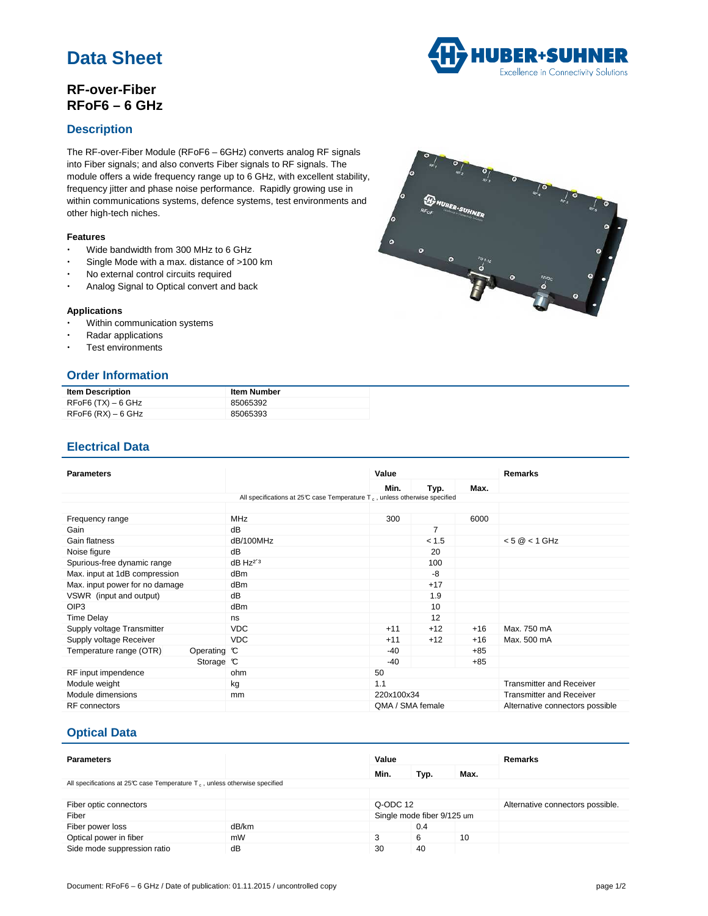# Data Sheet

## RF-over-Fiber
## RFoF6 – 6 GHz

## Description

The RF-over-Fiber Module (RFoF6 – 6GHz) converts analog RF signals into Fiber signals; and also converts Fiber signals to RF signals. The module offers a wide frequency range up to 6 GHz, with excellent stability, frequency jitter and phase noise performance. Rapidly growing use in within communications systems, defence systems, test environments and other high-tech niches.

### Features

- Wide bandwidth from 300 MHz to 6 GHz
- Single Mode with a max. distance of >100 km
- No external control circuits required
- Analog Signal to Optical convert and back

### Applications

- Within communication systems
- Radar applications
- Test environments

## Order Information

| Item Description | Item Number |
|---|---|
| RFoF6 (TX) – 6 GHz | 85065392 |
| RFoF6 (RX) – 6 GHz | 85065393 |

## Electrical Data

| Parameters | | Value | | | Remarks |
|---|---|---|---|---|---|
| | | Min. | Typ. | Max. | |
| All specifications at 25℃ case Temperature $T_c$, unless otherwise specified | | | | | |
| Frequency range | MHz | 300 | | 6000 | |
| Gain | dB | | 7 | | |
| Gain flatness | dB/100MHz | | < 1.5 | | < 5 @ < 1 GHz |
| Noise figure | dB | | 20 | | |
| Spurious-free dynamic range | dB $Hz^{2/3}$ | | 100 | | |
| Max. input at 1dB compression | dBm | | -8 | | |
| Max. input power for no damage | dBm | | +17 | | |
| VSWR (input and output) | dB | | 1.9 | | |
| OIP3 | dBm | | 10 | | |
| Time Delay | ns | | 12 | | |
| Supply voltage Transmitter | VDC | +11 | +12 | +16 | Max. 750 mA |
| Supply voltage Receiver | VDC | +11 | +12 | +16 | Max. 500 mA |
| Temperature range (OTR) Operating | ℃ | -40 | | +85 | |
| Storage | ℃ | -40 | | +85 | |
| RF input impendence | ohm | 50 | | | |
| Module weight | kg | 1.1 | | | Transmitter and Receiver |
| Module dimensions | mm | 220x100x34 | | | Transmitter and Receiver |
| RF connectors | | QMA / SMA female | | | Alternative connectors possible |

## Optical Data

| Parameters | | Value | | | Remarks |
|---|---|---|---|---|---|
| | | Min. | Typ. | Max. | |
| All specifications at 25℃ case Temperature $T_c$, unless otherwise specified | | | | | |
| Fiber optic connectors | | Q-ODC 12 | | | Alternative connectors possible. |
| Fiber | | Single mode fiber 9/125 um | | | |
| Fiber power loss | dB/km | | 0.4 | | |
| Optical power in fiber | mW | 3 | 6 | 10 | |
| Side mode suppression ratio | dB | 30 | 40 | | |

Document: RFoF6 – 6 GHz / Date of publication: 01.11.2015 / uncontrolled copy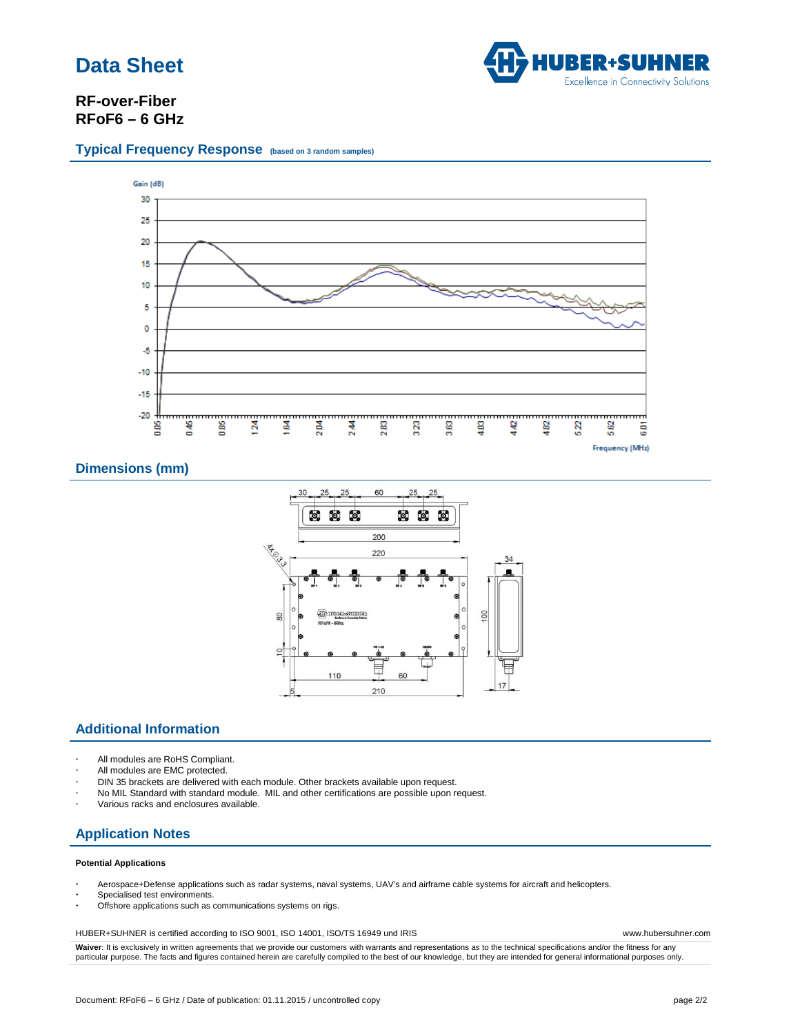# Data Sheet

**RF-over-Fiber**
**RFoF6 – 6 GHz**

## Typical Frequency Response (based on 3 random samples)

Gain (dB)

30
25
20
15
10
5
0
-5
-10
-15
-20

0.05 0.45 0.85 1.24 1.64 2.04 2.44 2.83 3.23 3.63 4.03 4.42 4.82 5.22 5.62 6.01

Frequency (MHz)

## Dimensions (mm)

30 25 25 60 25 25

200

220

4x Ø3.3

34

80

10

100

110 60

210

5

17

## Additional Information

- All modules are RoHS Compliant.
- All modules are EMC protected.
- DIN 35 brackets are delivered with each module. Other brackets available upon request.
- No MIL Standard with standard module. MIL and other certifications are possible upon request.
- Various racks and enclosures available.

## Application Notes

**Potential Applications**

- Aerospace+Defense applications such as radar systems, naval systems, UAV's and airframe cable systems for aircraft and helicopters.
- Specialised test environments.
- Offshore applications such as communications systems on rigs.

HUBER+SUHNER is certified according to ISO 9001, ISO 14001, ISO/TS 16949 und IRIS www.hubersuhner.com

**Waiver**: It is exclusively in written agreements that we provide our customers with warrants and representations as to the technical specifications and/or the fitness for any particular purpose. The facts and figures contained herein are carefully compiled to the best of our knowledge, but they are intended for general informational purposes only.

Document: RFoF6 – 6 GHz / Date of publication: 01.11.2015 / uncontrolled copy